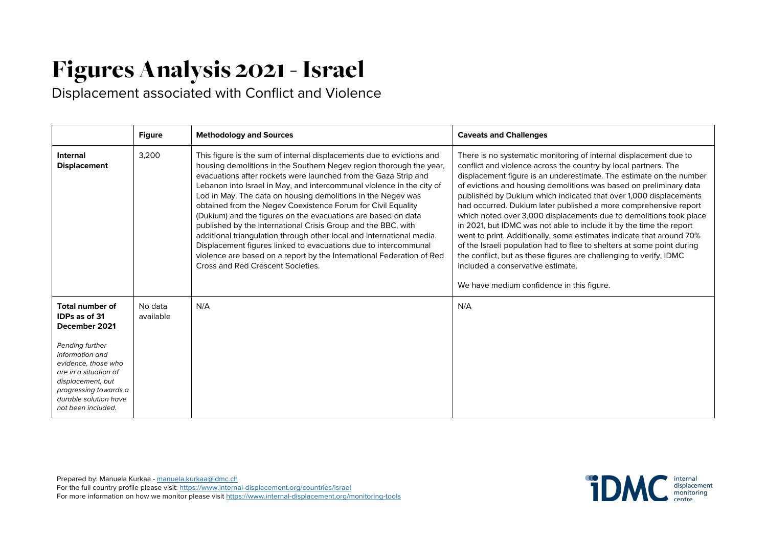# Figures Analysis 2021 - Israel

Displacement associated with Conflict and Violence

| | Figure | Methodology and Sources | Caveats and Challenges |
|---|---|---|---|
| **Internal Displacement** | 3,200 | This figure is the sum of internal displacements due to evictions and housing demolitions in the Southern Negev region thorough the year, evacuations after rockets were launched from the Gaza Strip and Lebanon into Israel in May, and intercommunal violence in the city of Lod in May. The data on housing demolitions in the Negev was obtained from the Negev Coexistence Forum for Civil Equality (Dukium) and the figures on the evacuations are based on data published by the International Crisis Group and the BBC, with additional triangulation through other local and international media. Displacement figures linked to evacuations due to intercommunal violence are based on a report by the International Federation of Red Cross and Red Crescent Societies. | There is no systematic monitoring of internal displacement due to conflict and violence across the country by local partners. The displacement figure is an underestimate. The estimate on the number of evictions and housing demolitions was based on preliminary data published by Dukium which indicated that over 1,000 displacements had occurred. Dukium later published a more comprehensive report which noted over 3,000 displacements due to demolitions took place in 2021, but IDMC was not able to include it by the time the report went to print. Additionally, some estimates indicate that around 70% of the Israeli population had to flee to shelters at some point during the conflict, but as these figures are challenging to verify, IDMC included a conservative estimate.<br><br>We have medium confidence in this figure. |
| **Total number of IDPs as of 31 December 2021**<br><br>*Pending further information and evidence, those who are in a situation of displacement, but progressing towards a durable solution have not been included.* | No data available | N/A | N/A |

Prepared by: Manuela Kurkaa - manuela.kurkaa@idmc.ch
For the full country profile please visit: https://www.internal-displacement.org/countries/israel
For more information on how we monitor please visit https://www.internal-displacement.org/monitoring-tools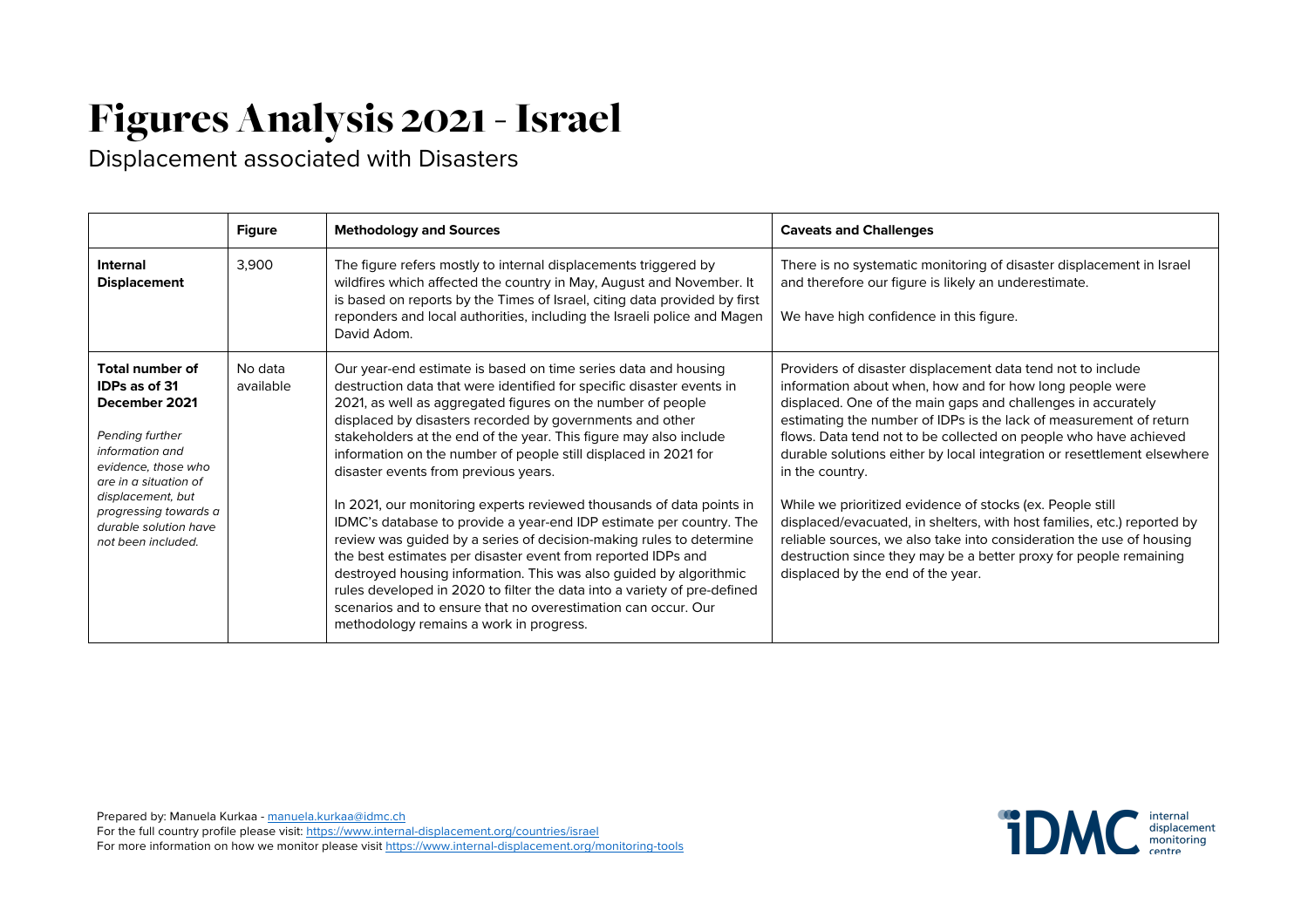# Figures Analysis 2021 - Israel

Displacement associated with Disasters

| | Figure | Methodology and Sources | Caveats and Challenges |
|---|---|---|---|
| **Internal Displacement** | 3,900 | The figure refers mostly to internal displacements triggered by wildfires which affected the country in May, August and November. It is based on reports by the Times of Israel, citing data provided by first reponders and local authorities, including the Israeli police and Magen David Adom. | There is no systematic monitoring of disaster displacement in Israel and therefore our figure is likely an underestimate.<br><br>We have high confidence in this figure. |
| **Total number of IDPs as of 31 December 2021**<br><br>*Pending further information and evidence, those who are in a situation of displacement, but progressing towards a durable solution have not been included.* | No data available | Our year-end estimate is based on time series data and housing destruction data that were identified for specific disaster events in 2021, as well as aggregated figures on the number of people displaced by disasters recorded by governments and other stakeholders at the end of the year. This figure may also include information on the number of people still displaced in 2021 for disaster events from previous years.<br><br>In 2021, our monitoring experts reviewed thousands of data points in IDMC's database to provide a year-end IDP estimate per country. The review was guided by a series of decision-making rules to determine the best estimates per disaster event from reported IDPs and destroyed housing information. This was also guided by algorithmic rules developed in 2020 to filter the data into a variety of pre-defined scenarios and to ensure that no overestimation can occur. Our methodology remains a work in progress. | Providers of disaster displacement data tend not to include information about when, how and for how long people were displaced. One of the main gaps and challenges in accurately estimating the number of IDPs is the lack of measurement of return flows. Data tend not to be collected on people who have achieved durable solutions either by local integration or resettlement elsewhere in the country.<br><br>While we prioritized evidence of stocks (ex. People still displaced/evacuated, in shelters, with host families, etc.) reported by reliable sources, we also take into consideration the use of housing destruction since they may be a better proxy for people remaining displaced by the end of the year. |

Prepared by: Manuela Kurkaa - manuela.kurkaa@idmc.ch
For the full country profile please visit: https://www.internal-displacement.org/countries/israel
For more information on how we monitor please visit https://www.internal-displacement.org/monitoring-tools

iDMC internal displacement monitoring centre